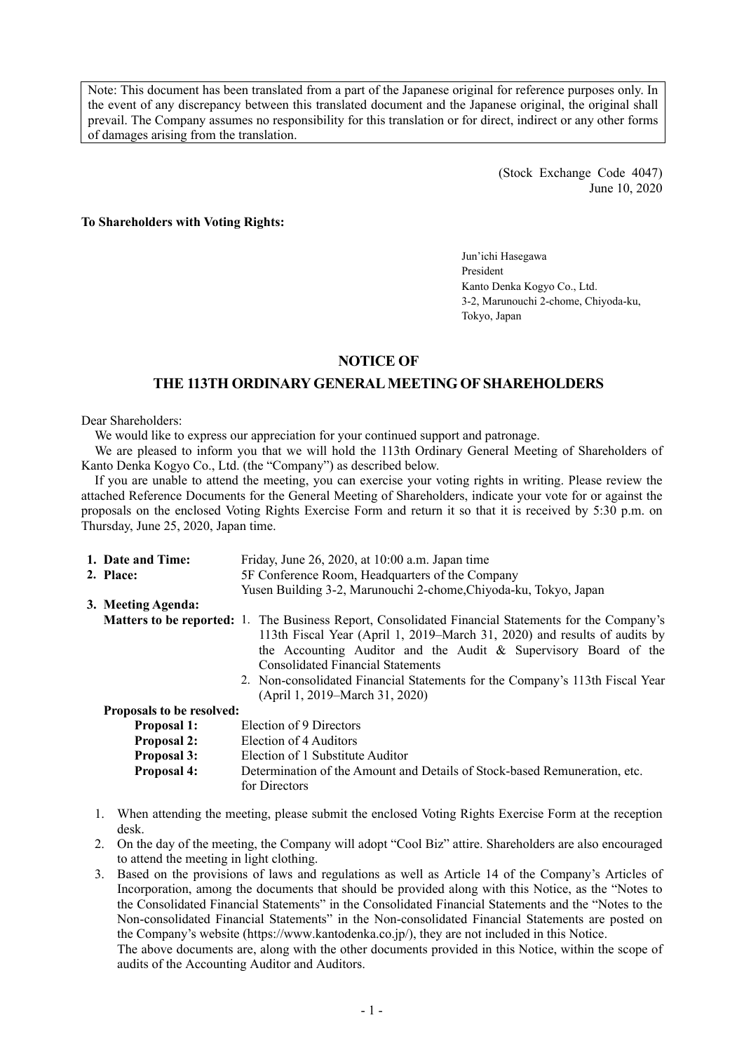Note: This document has been translated from a part of the Japanese original for reference purposes only. In the event of any discrepancy between this translated document and the Japanese original, the original shall prevail. The Company assumes no responsibility for this translation or for direct, indirect or any other forms of damages arising from the translation.

(Stock Exchange Code 4047)
June 10, 2020

**To Shareholders with Voting Rights:**

Jun'ichi Hasegawa
President
Kanto Denka Kogyo Co., Ltd.
3-2, Marunouchi 2-chome, Chiyoda-ku,
Tokyo, Japan

# NOTICE OF
# THE 113TH ORDINARY GENERAL MEETING OF SHAREHOLDERS

Dear Shareholders:

We would like to express our appreciation for your continued support and patronage.

We are pleased to inform you that we will hold the 113th Ordinary General Meeting of Shareholders of Kanto Denka Kogyo Co., Ltd. (the "Company") as described below.

If you are unable to attend the meeting, you can exercise your voting rights in writing. Please review the attached Reference Documents for the General Meeting of Shareholders, indicate your vote for or against the proposals on the enclosed Voting Rights Exercise Form and return it so that it is received by 5:30 p.m. on Thursday, June 25, 2020, Japan time.

**1. Date and Time:** Friday, June 26, 2020, at 10:00 a.m. Japan time

**2. Place:** 5F Conference Room, Headquarters of the Company
Yusen Building 3-2, Marunouchi 2-chome,Chiyoda-ku, Tokyo, Japan

**3. Meeting Agenda:**

**Matters to be reported:**

1. The Business Report, Consolidated Financial Statements for the Company's 113th Fiscal Year (April 1, 2019–March 31, 2020) and results of audits by the Accounting Auditor and the Audit & Supervisory Board of the Consolidated Financial Statements
2. Non-consolidated Financial Statements for the Company's 113th Fiscal Year (April 1, 2019–March 31, 2020)

**Proposals to be resolved:**

**Proposal 1:** Election of 9 Directors
**Proposal 2:** Election of 4 Auditors
**Proposal 3:** Election of 1 Substitute Auditor
**Proposal 4:** Determination of the Amount and Details of Stock-based Remuneration, etc. for Directors

1. When attending the meeting, please submit the enclosed Voting Rights Exercise Form at the reception desk.
2. On the day of the meeting, the Company will adopt "Cool Biz" attire. Shareholders are also encouraged to attend the meeting in light clothing.
3. Based on the provisions of laws and regulations as well as Article 14 of the Company's Articles of Incorporation, among the documents that should be provided along with this Notice, as the "Notes to the Consolidated Financial Statements" in the Consolidated Financial Statements and the "Notes to the Non-consolidated Financial Statements" in the Non-consolidated Financial Statements are posted on the Company's website (https://www.kantodenka.co.jp/), they are not included in this Notice.
   The above documents are, along with the other documents provided in this Notice, within the scope of audits of the Accounting Auditor and Auditors.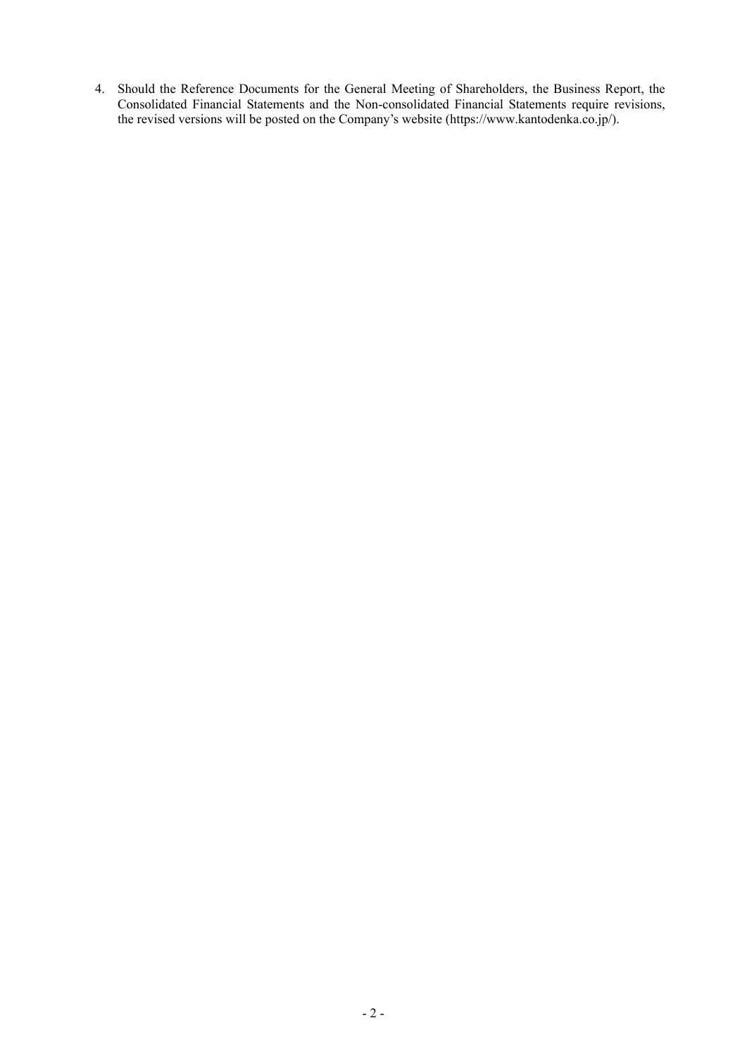4. Should the Reference Documents for the General Meeting of Shareholders, the Business Report, the Consolidated Financial Statements and the Non-consolidated Financial Statements require revisions, the revised versions will be posted on the Company's website (https://www.kantodenka.co.jp/).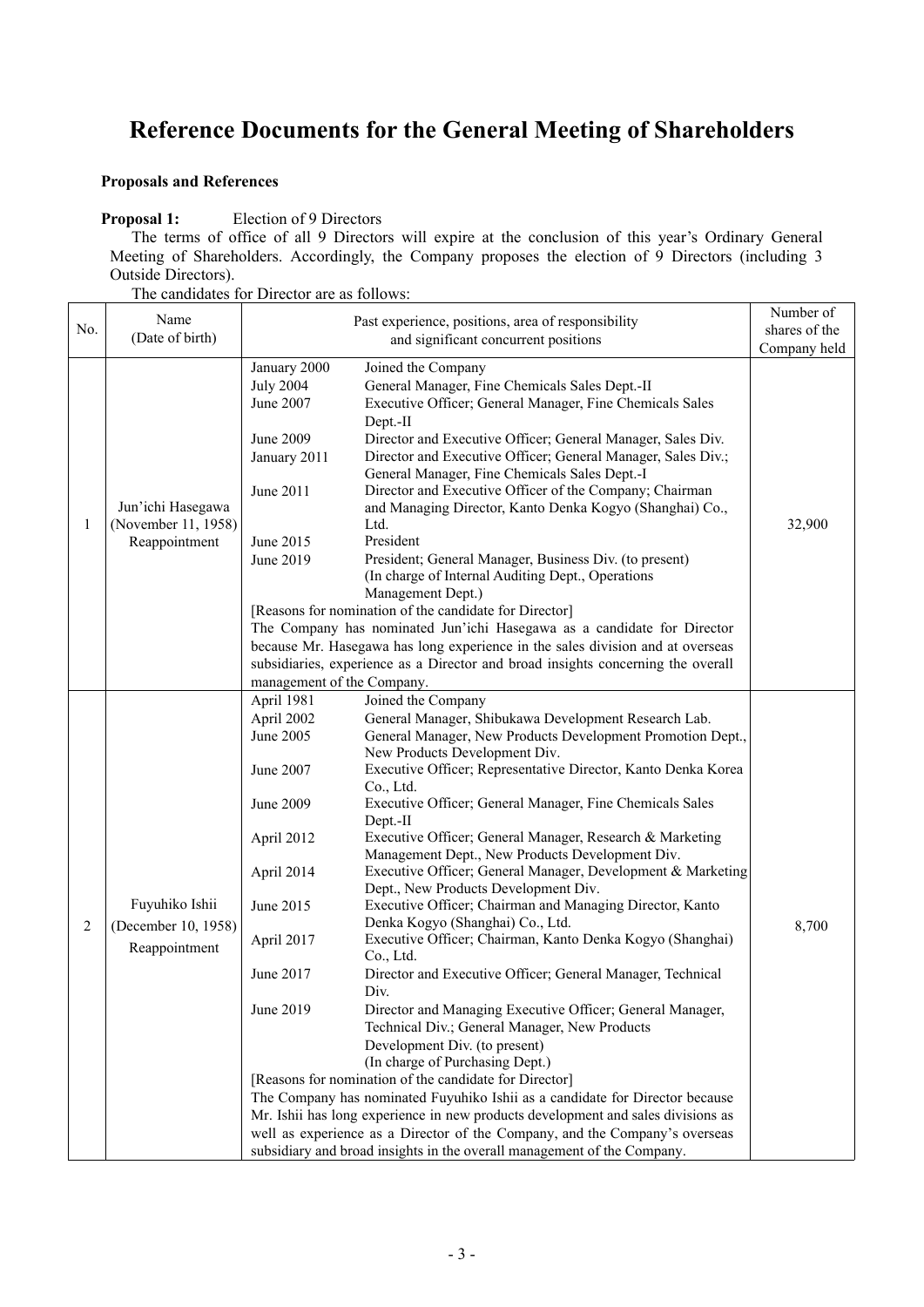# Reference Documents for the General Meeting of Shareholders

**Proposals and References**

**Proposal 1:** Election of 9 Directors

The terms of office of all 9 Directors will expire at the conclusion of this year's Ordinary General Meeting of Shareholders. Accordingly, the Company proposes the election of 9 Directors (including 3 Outside Directors).

The candidates for Director are as follows:

| No. | Name (Date of birth) | Past experience, positions, area of responsibility and significant concurrent positions | Number of shares of the Company held |
|---|---|---|---|
| 1 | Jun'ichi Hasegawa (November 11, 1958) Reappointment | January 2000 Joined the Company<br>July 2004 General Manager, Fine Chemicals Sales Dept.-II<br>June 2007 Executive Officer; General Manager, Fine Chemicals Sales Dept.-II<br>June 2009 Director and Executive Officer; General Manager, Sales Div.<br>January 2011 Director and Executive Officer; General Manager, Sales Div.; General Manager, Fine Chemicals Sales Dept.-I<br>June 2011 Director and Executive Officer of the Company; Chairman and Managing Director, Kanto Denka Kogyo (Shanghai) Co., Ltd.<br>June 2015 President<br>June 2019 President; General Manager, Business Div. (to present) (In charge of Internal Auditing Dept., Operations Management Dept.)<br>[Reasons for nomination of the candidate for Director]<br>The Company has nominated Jun'ichi Hasegawa as a candidate for Director because Mr. Hasegawa has long experience in the sales division and at overseas subsidiaries, experience as a Director and broad insights concerning the overall management of the Company. | 32,900 |
| 2 | Fuyuhiko Ishii (December 10, 1958) Reappointment | April 1981 Joined the Company<br>April 2002 General Manager, Shibukawa Development Research Lab.<br>June 2005 General Manager, New Products Development Promotion Dept., New Products Development Div.<br>June 2007 Executive Officer; Representative Director, Kanto Denka Korea Co., Ltd.<br>June 2009 Executive Officer; General Manager, Fine Chemicals Sales Dept.-II<br>April 2012 Executive Officer; General Manager, Research & Marketing Management Dept., New Products Development Div.<br>April 2014 Executive Officer; General Manager, Development & Marketing Dept., New Products Development Div.<br>June 2015 Executive Officer; Chairman and Managing Director, Kanto Denka Kogyo (Shanghai) Co., Ltd.<br>April 2017 Executive Officer; Chairman, Kanto Denka Kogyo (Shanghai) Co., Ltd.<br>June 2017 Director and Executive Officer; General Manager, Technical Div.<br>June 2019 Director and Managing Executive Officer; General Manager, Technical Div.; General Manager, New Products Development Div. (to present) (In charge of Purchasing Dept.)<br>[Reasons for nomination of the candidate for Director]<br>The Company has nominated Fuyuhiko Ishii as a candidate for Director because Mr. Ishii has long experience in new products development and sales divisions as well as experience as a Director of the Company, and the Company's overseas subsidiary and broad insights in the overall management of the Company. | 8,700 |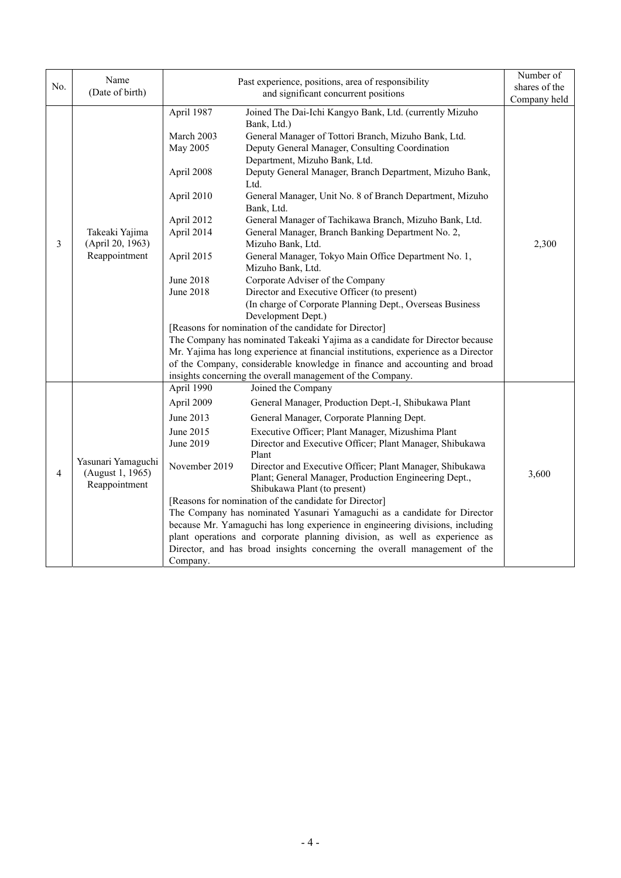| No. | Name (Date of birth) | Past experience, positions, area of responsibility and significant concurrent positions | Number of shares of the Company held |
|---|---|---|---|
| 3 | Takeaki Yajima (April 20, 1963) Reappointment | April 1987 Joined The Dai-Ichi Kangyo Bank, Ltd. (currently Mizuho Bank, Ltd.)<br>March 2003 General Manager of Tottori Branch, Mizuho Bank, Ltd.<br>May 2005 Deputy General Manager, Consulting Coordination Department, Mizuho Bank, Ltd.<br>April 2008 Deputy General Manager, Branch Department, Mizuho Bank, Ltd.<br>April 2010 General Manager, Unit No. 8 of Branch Department, Mizuho Bank, Ltd.<br>April 2012 General Manager of Tachikawa Branch, Mizuho Bank, Ltd.<br>April 2014 General Manager, Branch Banking Department No. 2, Mizuho Bank, Ltd.<br>April 2015 General Manager, Tokyo Main Office Department No. 1, Mizuho Bank, Ltd.<br>June 2018 Corporate Adviser of the Company<br>June 2018 Director and Executive Officer (to present) (In charge of Corporate Planning Dept., Overseas Business Development Dept.)<br>[Reasons for nomination of the candidate for Director]<br>The Company has nominated Takeaki Yajima as a candidate for Director because Mr. Yajima has long experience at financial institutions, experience as a Director of the Company, considerable knowledge in finance and accounting and broad insights concerning the overall management of the Company. | 2,300 |
| 4 | Yasunari Yamaguchi (August 1, 1965) Reappointment | April 1990 Joined the Company<br>April 2009 General Manager, Production Dept.-I, Shibukawa Plant<br>June 2013 General Manager, Corporate Planning Dept.<br>June 2015 Executive Officer; Plant Manager, Mizushima Plant<br>June 2019 Director and Executive Officer; Plant Manager, Shibukawa Plant<br>November 2019 Director and Executive Officer; Plant Manager, Shibukawa Plant; General Manager, Production Engineering Dept., Shibukawa Plant (to present)<br>[Reasons for nomination of the candidate for Director]<br>The Company has nominated Yasunari Yamaguchi as a candidate for Director because Mr. Yamaguchi has long experience in engineering divisions, including plant operations and corporate planning division, as well as experience as Director, and has broad insights concerning the overall management of the Company. | 3,600 |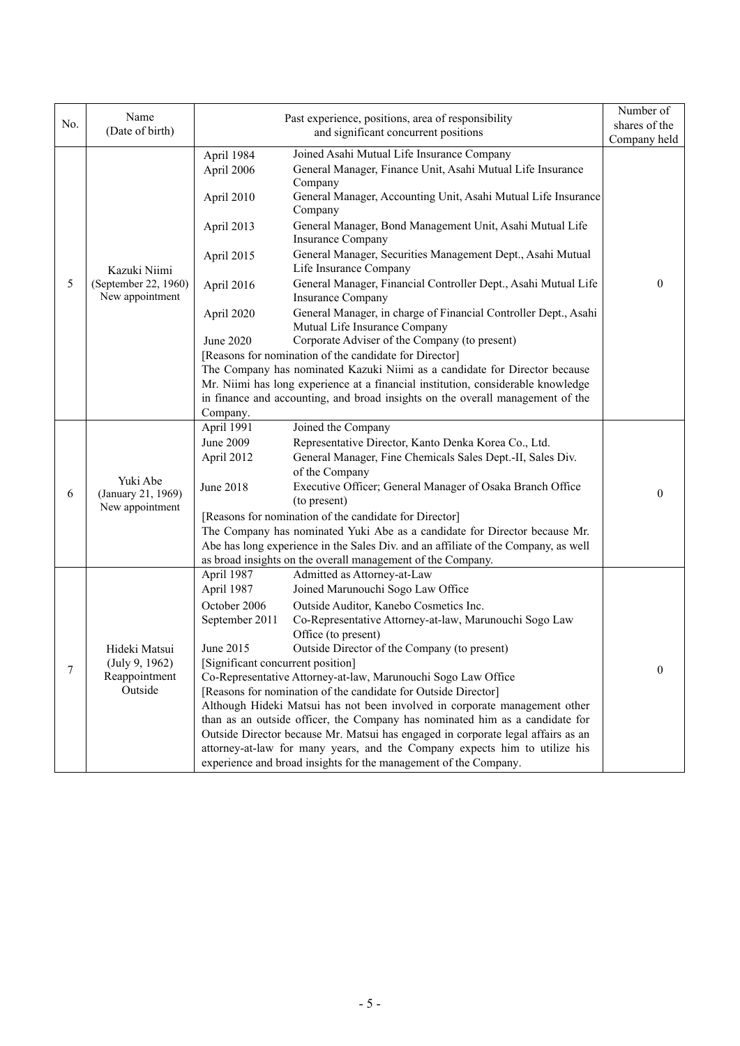| No. | Name (Date of birth) | Past experience, positions, area of responsibility and significant concurrent positions | Number of shares of the Company held |
|---|---|---|---|
| 5 | Kazuki Niimi (September 22, 1960) New appointment | April 1984 Joined Asahi Mutual Life Insurance Company<br>April 2006 General Manager, Finance Unit, Asahi Mutual Life Insurance Company<br>April 2010 General Manager, Accounting Unit, Asahi Mutual Life Insurance Company<br>April 2013 General Manager, Bond Management Unit, Asahi Mutual Life Insurance Company<br>April 2015 General Manager, Securities Management Dept., Asahi Mutual Life Insurance Company<br>April 2016 General Manager, Financial Controller Dept., Asahi Mutual Life Insurance Company<br>April 2020 General Manager, in charge of Financial Controller Dept., Asahi Mutual Life Insurance Company<br>June 2020 Corporate Adviser of the Company (to present)<br>[Reasons for nomination of the candidate for Director]<br>The Company has nominated Kazuki Niimi as a candidate for Director because Mr. Niimi has long experience at a financial institution, considerable knowledge in finance and accounting, and broad insights on the overall management of the Company. | 0 |
| 6 | Yuki Abe (January 21, 1969) New appointment | April 1991 Joined the Company<br>June 2009 Representative Director, Kanto Denka Korea Co., Ltd.<br>April 2012 General Manager, Fine Chemicals Sales Dept.-II, Sales Div. of the Company<br>June 2018 Executive Officer; General Manager of Osaka Branch Office (to present)<br>[Reasons for nomination of the candidate for Director]<br>The Company has nominated Yuki Abe as a candidate for Director because Mr. Abe has long experience in the Sales Div. and an affiliate of the Company, as well as broad insights on the overall management of the Company. | 0 |
| 7 | Hideki Matsui (July 9, 1962) Reappointment Outside | April 1987 Admitted as Attorney-at-Law<br>April 1987 Joined Marunouchi Sogo Law Office<br>October 2006 Outside Auditor, Kanebo Cosmetics Inc.<br>September 2011 Co-Representative Attorney-at-law, Marunouchi Sogo Law Office (to present)<br>June 2015 Outside Director of the Company (to present)<br>[Significant concurrent position]<br>Co-Representative Attorney-at-law, Marunouchi Sogo Law Office<br>[Reasons for nomination of the candidate for Outside Director]<br>Although Hideki Matsui has not been involved in corporate management other than as an outside officer, the Company has nominated him as a candidate for Outside Director because Mr. Matsui has engaged in corporate legal affairs as an attorney-at-law for many years, and the Company expects him to utilize his experience and broad insights for the management of the Company. | 0 |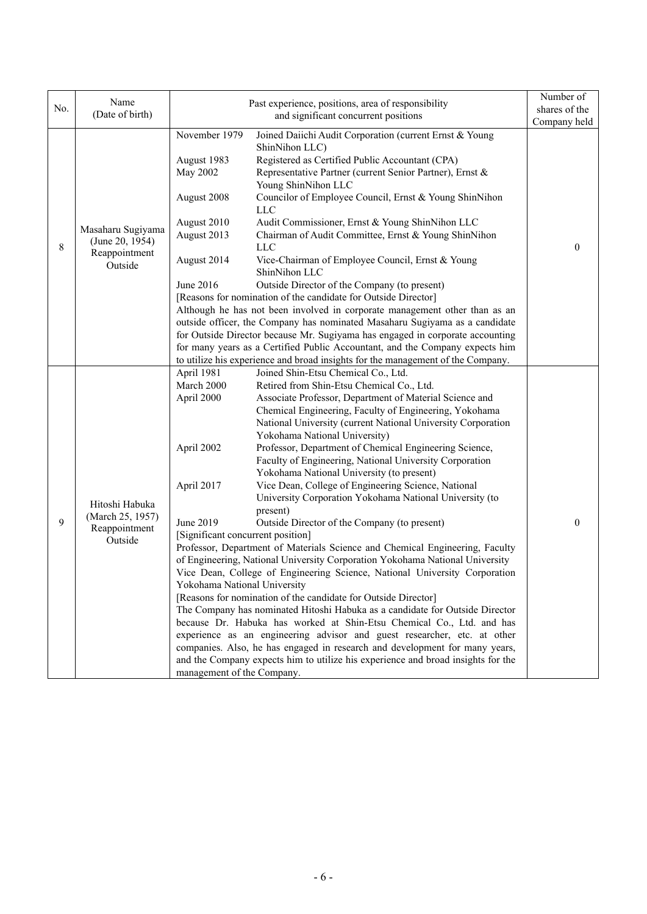| No. | Name (Date of birth) | Past experience, positions, area of responsibility and significant concurrent positions | Number of shares of the Company held |
|---|---|---|---|
| 8 | Masaharu Sugiyama (June 20, 1954) Reappointment Outside | November 1979 Joined Daiichi Audit Corporation (current Ernst & Young ShinNihon LLC)<br>August 1983 Registered as Certified Public Accountant (CPA)<br>May 2002 Representative Partner (current Senior Partner), Ernst & Young ShinNihon LLC<br>August 2008 Councilor of Employee Council, Ernst & Young ShinNihon LLC<br>August 2010 Audit Commissioner, Ernst & Young ShinNihon LLC<br>August 2013 Chairman of Audit Committee, Ernst & Young ShinNihon LLC<br>August 2014 Vice-Chairman of Employee Council, Ernst & Young ShinNihon LLC<br>June 2016 Outside Director of the Company (to present)<br>[Reasons for nomination of the candidate for Outside Director]<br>Although he has not been involved in corporate management other than as an outside officer, the Company has nominated Masaharu Sugiyama as a candidate for Outside Director because Mr. Sugiyama has engaged in corporate accounting for many years as a Certified Public Accountant, and the Company expects him to utilize his expertise and broad insights for the management of the Company. | 0 |
| 9 | Hitoshi Habuka (March 25, 1957) Reappointment Outside | April 1981 Joined Shin-Etsu Chemical Co., Ltd.<br>March 2000 Retired from Shin-Etsu Chemical Co., Ltd.<br>April 2000 Associate Professor, Department of Material Science and Chemical Engineering, Faculty of Engineering, Yokohama National University (current National University Corporation Yokohama National University)<br>April 2002 Professor, Department of Chemical Engineering Science, Faculty of Engineering, National University Corporation Yokohama National University (to present)<br>April 2017 Vice Dean, College of Engineering Science, National University Corporation Yokohama National University (to present)<br>June 2019 Outside Director of the Company (to present)<br>[Significant concurrent position]<br>Professor, Department of Materials Science and Chemical Engineering, Faculty of Engineering, National University Corporation Yokohama National University<br>Vice Dean, College of Engineering Science, National University Corporation Yokohama National University<br>[Reasons for nomination of the candidate for Outside Director]<br>The Company has nominated Hitoshi Habuka as a candidate for Outside Director because Dr. Habuka has worked at Shin-Etsu Chemical Co., Ltd. and has experience as an engineering advisor and guest researcher, etc. at other companies. Also, he has engaged in research and development for many years, and the Company expects him to utilize his experience and broad insights for the management of the Company. | 0 |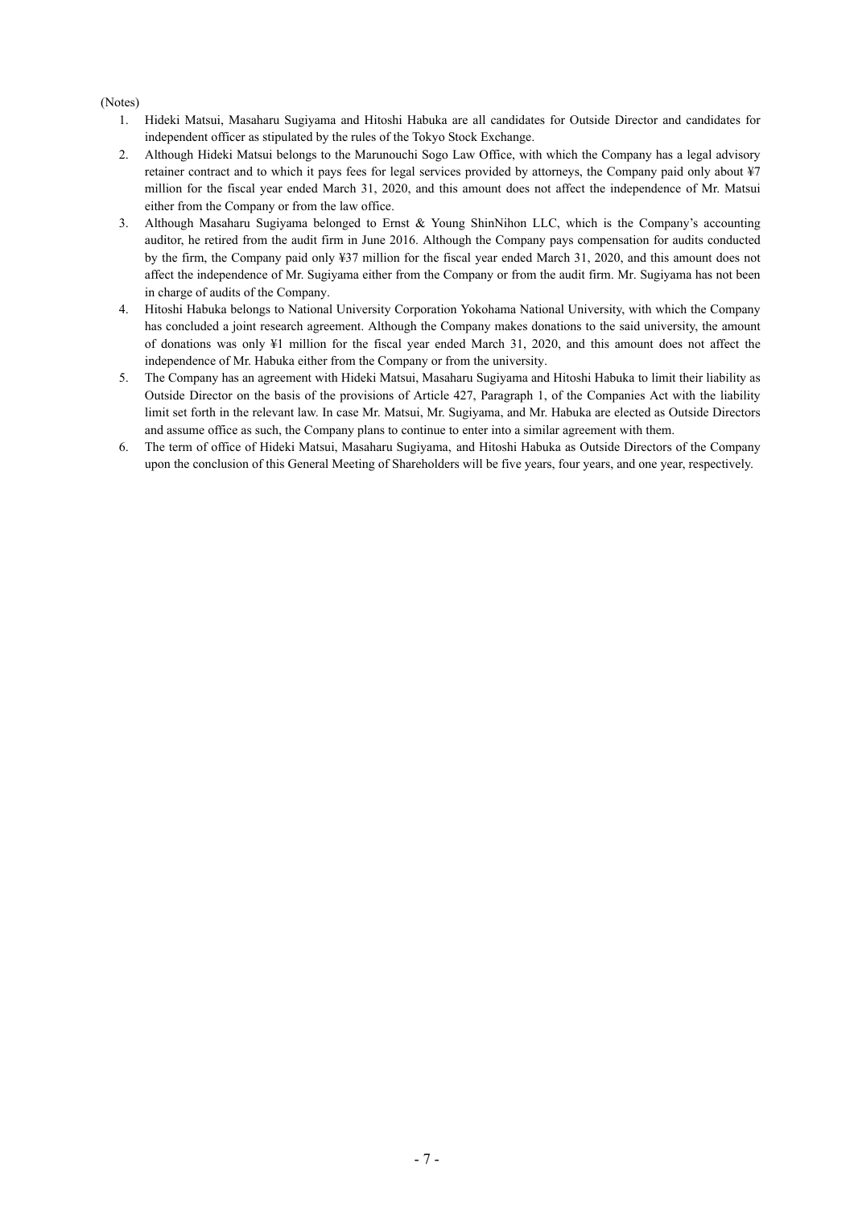(Notes)

1. Hideki Matsui, Masaharu Sugiyama and Hitoshi Habuka are all candidates for Outside Director and candidates for independent officer as stipulated by the rules of the Tokyo Stock Exchange.
2. Although Hideki Matsui belongs to the Marunouchi Sogo Law Office, with which the Company has a legal advisory retainer contract and to which it pays fees for legal services provided by attorneys, the Company paid only about ¥7 million for the fiscal year ended March 31, 2020, and this amount does not affect the independence of Mr. Matsui either from the Company or from the law office.
3. Although Masaharu Sugiyama belonged to Ernst & Young ShinNihon LLC, which is the Company's accounting auditor, he retired from the audit firm in June 2016. Although the Company pays compensation for audits conducted by the firm, the Company paid only ¥37 million for the fiscal year ended March 31, 2020, and this amount does not affect the independence of Mr. Sugiyama either from the Company or from the audit firm. Mr. Sugiyama has not been in charge of audits of the Company.
4. Hitoshi Habuka belongs to National University Corporation Yokohama National University, with which the Company has concluded a joint research agreement. Although the Company makes donations to the said university, the amount of donations was only ¥1 million for the fiscal year ended March 31, 2020, and this amount does not affect the independence of Mr. Habuka either from the Company or from the university.
5. The Company has an agreement with Hideki Matsui, Masaharu Sugiyama and Hitoshi Habuka to limit their liability as Outside Director on the basis of the provisions of Article 427, Paragraph 1, of the Companies Act with the liability limit set forth in the relevant law. In case Mr. Matsui, Mr. Sugiyama, and Mr. Habuka are elected as Outside Directors and assume office as such, the Company plans to continue to enter into a similar agreement with them.
6. The term of office of Hideki Matsui, Masaharu Sugiyama, and Hitoshi Habuka as Outside Directors of the Company upon the conclusion of this General Meeting of Shareholders will be five years, four years, and one year, respectively.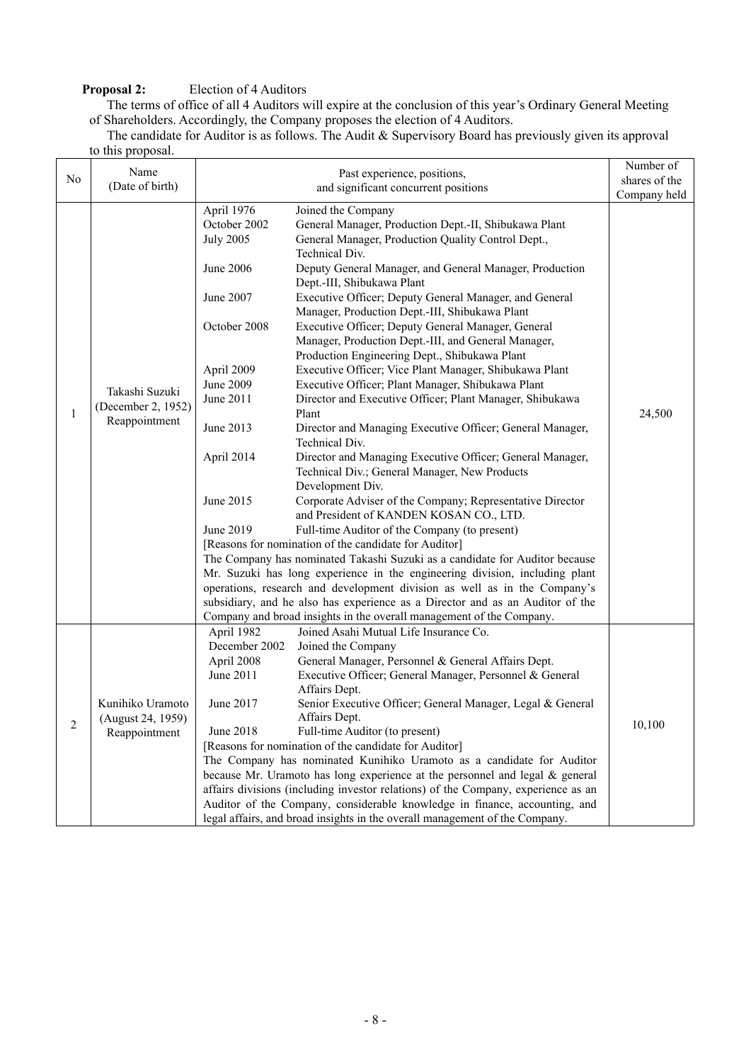**Proposal 2:** Election of 4 Auditors

The terms of office of all 4 Auditors will expire at the conclusion of this year's Ordinary General Meeting of Shareholders. Accordingly, the Company proposes the election of 4 Auditors.

The candidate for Auditor is as follows. The Audit & Supervisory Board has previously given its approval to this proposal.

| No | Name (Date of birth) | Past experience, positions, and significant concurrent positions | Number of shares of the Company held |
|---|---|---|---|
| 1 | Takashi Suzuki (December 2, 1952) Reappointment | April 1976 Joined the Company<br>October 2002 General Manager, Production Dept.-II, Shibukawa Plant<br>July 2005 General Manager, Production Quality Control Dept., Technical Div.<br>June 2006 Deputy General Manager, and General Manager, Production Dept.-III, Shibukawa Plant<br>June 2007 Executive Officer; Deputy General Manager, and General Manager, Production Dept.-III, Shibukawa Plant<br>October 2008 Executive Officer; Deputy General Manager, General Manager, Production Dept.-III, and General Manager, Production Engineering Dept., Shibukawa Plant<br>April 2009 Executive Officer; Vice Plant Manager, Shibukawa Plant<br>June 2009 Executive Officer; Plant Manager, Shibukawa Plant<br>June 2011 Director and Executive Officer; Plant Manager, Shibukawa Plant<br>June 2013 Director and Managing Executive Officer; General Manager, Technical Div.<br>April 2014 Director and Managing Executive Officer; General Manager, Technical Div.; General Manager, New Products Development Div.<br>June 2015 Corporate Adviser of the Company; Representative Director and President of KANDEN KOSAN CO., LTD.<br>June 2019 Full-time Auditor of the Company (to present)<br>[Reasons for nomination of the candidate for Auditor]<br>The Company has nominated Takashi Suzuki as a candidate for Auditor because Mr. Suzuki has long experience in the engineering division, including plant operations, research and development division as well as in the Company's subsidiary, and he also has experience as a Director and as an Auditor of the Company and broad insights in the overall management of the Company. | 24,500 |
| 2 | Kunihiko Uramoto (August 24, 1959) Reappointment | April 1982 Joined Asahi Mutual Life Insurance Co.<br>December 2002 Joined the Company<br>April 2008 General Manager, Personnel & General Affairs Dept.<br>June 2011 Executive Officer; General Manager, Personnel & General Affairs Dept.<br>June 2017 Senior Executive Officer; General Manager, Legal & General Affairs Dept.<br>June 2018 Full-time Auditor (to present)<br>[Reasons for nomination of the candidate for Auditor]<br>The Company has nominated Kunihiko Uramoto as a candidate for Auditor because Mr. Uramoto has long experience at the personnel and legal & general affairs divisions (including investor relations) of the Company, experience as an Auditor of the Company, considerable knowledge in finance, accounting, and legal affairs, and broad insights in the overall management of the Company. | 10,100 |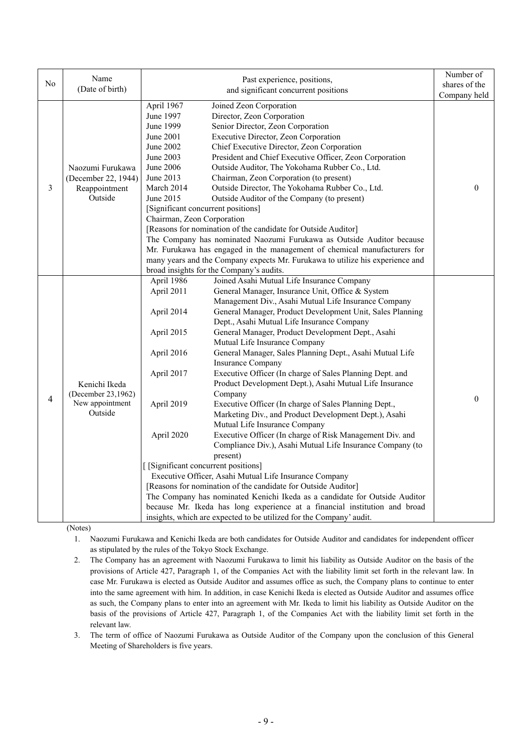| No | Name (Date of birth) | Past experience, positions, and significant concurrent positions | Number of shares of the Company held |
|---|---|---|---|
| 3 | Naozumi Furukawa (December 22, 1944) Reappointment Outside | April 1967 Joined Zeon Corporation<br>June 1997 Director, Zeon Corporation<br>June 1999 Senior Director, Zeon Corporation<br>June 2001 Executive Director, Zeon Corporation<br>June 2002 Chief Executive Director, Zeon Corporation<br>June 2003 President and Chief Executive Officer, Zeon Corporation<br>June 2006 Outside Auditor, The Yokohama Rubber Co., Ltd.<br>June 2013 Chairman, Zeon Corporation (to present)<br>March 2014 Outside Director, The Yokohama Rubber Co., Ltd.<br>June 2015 Outside Auditor of the Company (to present)<br>[Significant concurrent positions]<br>Chairman, Zeon Corporation<br>[Reasons for nomination of the candidate for Outside Auditor]<br>The Company has nominated Naozumi Furukawa as Outside Auditor because Mr. Furukawa has engaged in the management of chemical manufacturers for many years and the Company expects Mr. Furukawa to utilize his experience and broad insights for the Company's audits. | 0 |
| 4 | Kenichi Ikeda (December 23,1962) New appointment Outside | April 1986 Joined Asahi Mutual Life Insurance Company<br>April 2011 General Manager, Insurance Unit, Office & System Management Div., Asahi Mutual Life Insurance Company<br>April 2014 General Manager, Product Development Unit, Sales Planning Dept., Asahi Mutual Life Insurance Company<br>April 2015 General Manager, Product Development Dept., Asahi Mutual Life Insurance Company<br>April 2016 General Manager, Sales Planning Dept., Asahi Mutual Life Insurance Company<br>April 2017 Executive Officer (In charge of Sales Planning Dept. and Product Development Dept.), Asahi Mutual Life Insurance Company<br>April 2019 Executive Officer (In charge of Sales Planning Dept., Marketing Div., and Product Development Dept.), Asahi Mutual Life Insurance Company<br>April 2020 Executive Officer (In charge of Risk Management Div. and Compliance Div.), Asahi Mutual Life Insurance Company (to present)<br>[ [Significant concurrent positions]<br>Executive Officer, Asahi Mutual Life Insurance Company<br>[Reasons for nomination of the candidate for Outside Auditor]<br>The Company has nominated Kenichi Ikeda as a candidate for Outside Auditor because Mr. Ikeda has long experience at a financial institution and broad insights, which are expected to be utilized for the Company' audit. | 0 |

(Notes)

1. Naozumi Furukawa and Kenichi Ikeda are both candidates for Outside Auditor and candidates for independent officer as stipulated by the rules of the Tokyo Stock Exchange.
2. The Company has an agreement with Naozumi Furukawa to limit his liability as Outside Auditor on the basis of the provisions of Article 427, Paragraph 1, of the Companies Act with the liability limit set forth in the relevant law. In case Mr. Furukawa is elected as Outside Auditor and assumes office as such, the Company plans to continue to enter into the same agreement with him. In addition, in case Kenichi Ikeda is elected as Outside Auditor and assumes office as such, the Company plans to enter into an agreement with Mr. Ikeda to limit his liability as Outside Auditor on the basis of the provisions of Article 427, Paragraph 1, of the Companies Act with the liability limit set forth in the relevant law.
3. The term of office of Naozumi Furukawa as Outside Auditor of the Company upon the conclusion of this General Meeting of Shareholders is five years.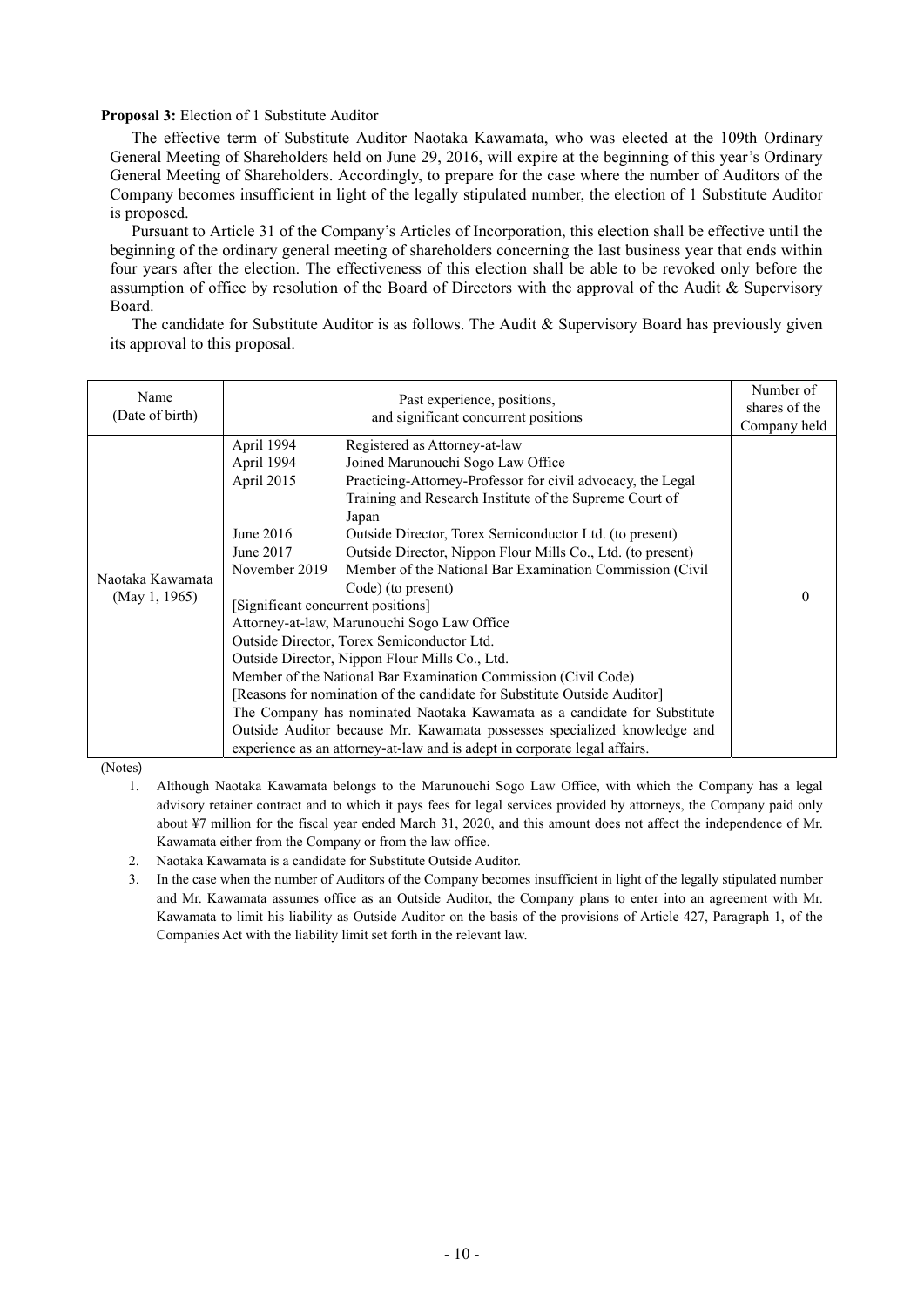**Proposal 3:** Election of 1 Substitute Auditor

The effective term of Substitute Auditor Naotaka Kawamata, who was elected at the 109th Ordinary General Meeting of Shareholders held on June 29, 2016, will expire at the beginning of this year's Ordinary General Meeting of Shareholders. Accordingly, to prepare for the case where the number of Auditors of the Company becomes insufficient in light of the legally stipulated number, the election of 1 Substitute Auditor is proposed.

Pursuant to Article 31 of the Company's Articles of Incorporation, this election shall be effective until the beginning of the ordinary general meeting of shareholders concerning the last business year that ends within four years after the election. The effectiveness of this election shall be able to be revoked only before the assumption of office by resolution of the Board of Directors with the approval of the Audit & Supervisory Board.

The candidate for Substitute Auditor is as follows. The Audit & Supervisory Board has previously given its approval to this proposal.

| Name (Date of birth) | Past experience, positions, and significant concurrent positions | | Number of shares of the Company held |
|---|---|---|---|
| Naotaka Kawamata (May 1, 1965) | April 1994 | Registered as Attorney-at-law | 0 |
| | April 1994 | Joined Marunouchi Sogo Law Office | |
| | April 2015 | Practicing-Attorney-Professor for civil advocacy, the Legal Training and Research Institute of the Supreme Court of Japan | |
| | June 2016 | Outside Director, Torex Semiconductor Ltd. (to present) | |
| | June 2017 | Outside Director, Nippon Flour Mills Co., Ltd. (to present) | |
| | November 2019 | Member of the National Bar Examination Commission (Civil Code) (to present) | |
| | [Significant concurrent positions]<br>Attorney-at-law, Marunouchi Sogo Law Office<br>Outside Director, Torex Semiconductor Ltd.<br>Outside Director, Nippon Flour Mills Co., Ltd.<br>Member of the National Bar Examination Commission (Civil Code) | | |
| | [Reasons for nomination of the candidate for Substitute Outside Auditor]<br>The Company has nominated Naotaka Kawamata as a candidate for Substitute Outside Auditor because Mr. Kawamata possesses specialized knowledge and experience as an attorney-at-law and is adept in corporate legal affairs. | | |

(Notes)

1. Although Naotaka Kawamata belongs to the Marunouchi Sogo Law Office, with which the Company has a legal advisory retainer contract and to which it pays fees for legal services provided by attorneys, the Company paid only about ¥7 million for the fiscal year ended March 31, 2020, and this amount does not affect the independence of Mr. Kawamata either from the Company or from the law office.
2. Naotaka Kawamata is a candidate for Substitute Outside Auditor.
3. In the case when the number of Auditors of the Company becomes insufficient in light of the legally stipulated number and Mr. Kawamata assumes office as an Outside Auditor, the Company plans to enter into an agreement with Mr. Kawamata to limit his liability as Outside Auditor on the basis of the provisions of Article 427, Paragraph 1, of the Companies Act with the liability limit set forth in the relevant law.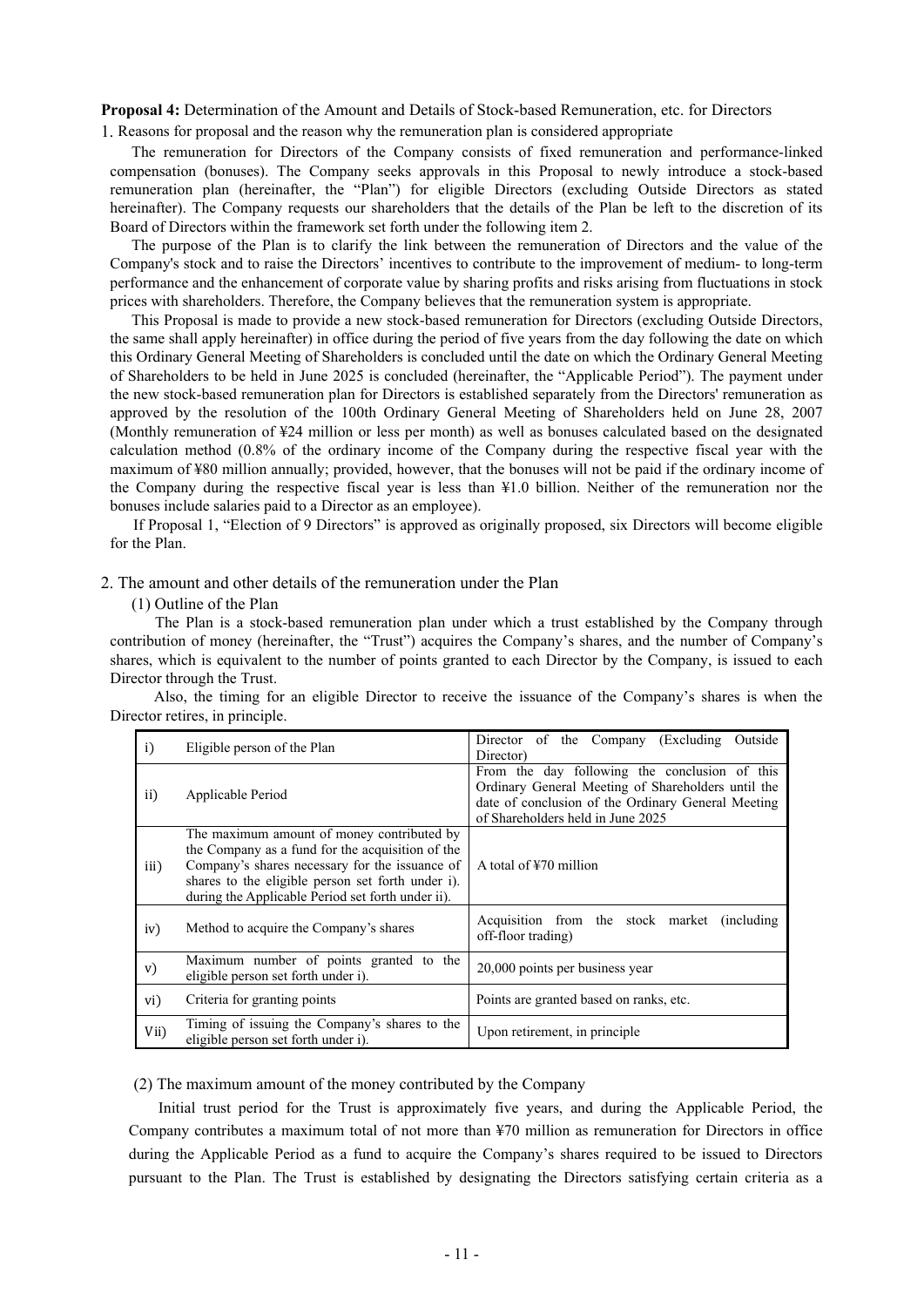**Proposal 4:** Determination of the Amount and Details of Stock-based Remuneration, etc. for Directors

1. Reasons for proposal and the reason why the remuneration plan is considered appropriate

The remuneration for Directors of the Company consists of fixed remuneration and performance-linked compensation (bonuses). The Company seeks approvals in this Proposal to newly introduce a stock-based remuneration plan (hereinafter, the "Plan") for eligible Directors (excluding Outside Directors as stated hereinafter). The Company requests our shareholders that the details of the Plan be left to the discretion of its Board of Directors within the framework set forth under the following item 2.

The purpose of the Plan is to clarify the link between the remuneration of Directors and the value of the Company's stock and to raise the Directors' incentives to contribute to the improvement of medium- to long-term performance and the enhancement of corporate value by sharing profits and risks arising from fluctuations in stock prices with shareholders. Therefore, the Company believes that the remuneration system is appropriate.

This Proposal is made to provide a new stock-based remuneration for Directors (excluding Outside Directors, the same shall apply hereinafter) in office during the period of five years from the day following the date on which this Ordinary General Meeting of Shareholders is concluded until the date on which the Ordinary General Meeting of Shareholders to be held in June 2025 is concluded (hereinafter, the "Applicable Period"). The payment under the new stock-based remuneration plan for Directors is established separately from the Directors' remuneration as approved by the resolution of the 100th Ordinary General Meeting of Shareholders held on June 28, 2007 (Monthly remuneration of ¥24 million or less per month) as well as bonuses calculated based on the designated calculation method (0.8% of the ordinary income of the Company during the respective fiscal year with the maximum of ¥80 million annually; provided, however, that the bonuses will not be paid if the ordinary income of the Company during the respective fiscal year is less than ¥1.0 billion. Neither of the remuneration nor the bonuses include salaries paid to a Director as an employee).

If Proposal 1, "Election of 9 Directors" is approved as originally proposed, six Directors will become eligible for the Plan.

2. The amount and other details of the remuneration under the Plan

(1) Outline of the Plan

The Plan is a stock-based remuneration plan under which a trust established by the Company through contribution of money (hereinafter, the "Trust") acquires the Company's shares, and the number of Company's shares, which is equivalent to the number of points granted to each Director by the Company, is issued to each Director through the Trust.

Also, the timing for an eligible Director to receive the issuance of the Company's shares is when the Director retires, in principle.

| | | |
|---|---|---|
| i) | Eligible person of the Plan | Director of the Company (Excluding Outside Director) |
| ii) | Applicable Period | From the day following the conclusion of this Ordinary General Meeting of Shareholders until the date of conclusion of the Ordinary General Meeting of Shareholders held in June 2025 |
| iii) | The maximum amount of money contributed by the Company as a fund for the acquisition of the Company's shares necessary for the issuance of shares to the eligible person set forth under i). during the Applicable Period set forth under ii). | A total of ¥70 million |
| iv) | Method to acquire the Company's shares | Acquisition from the stock market (including off-floor trading) |
| v) | Maximum number of points granted to the eligible person set forth under i). | 20,000 points per business year |
| vi) | Criteria for granting points | Points are granted based on ranks, etc. |
| Vii) | Timing of issuing the Company's shares to the eligible person set forth under i). | Upon retirement, in principle |

(2) The maximum amount of the money contributed by the Company

Initial trust period for the Trust is approximately five years, and during the Applicable Period, the Company contributes a maximum total of not more than ¥70 million as remuneration for Directors in office during the Applicable Period as a fund to acquire the Company's shares required to be issued to Directors pursuant to the Plan. The Trust is established by designating the Directors satisfying certain criteria as a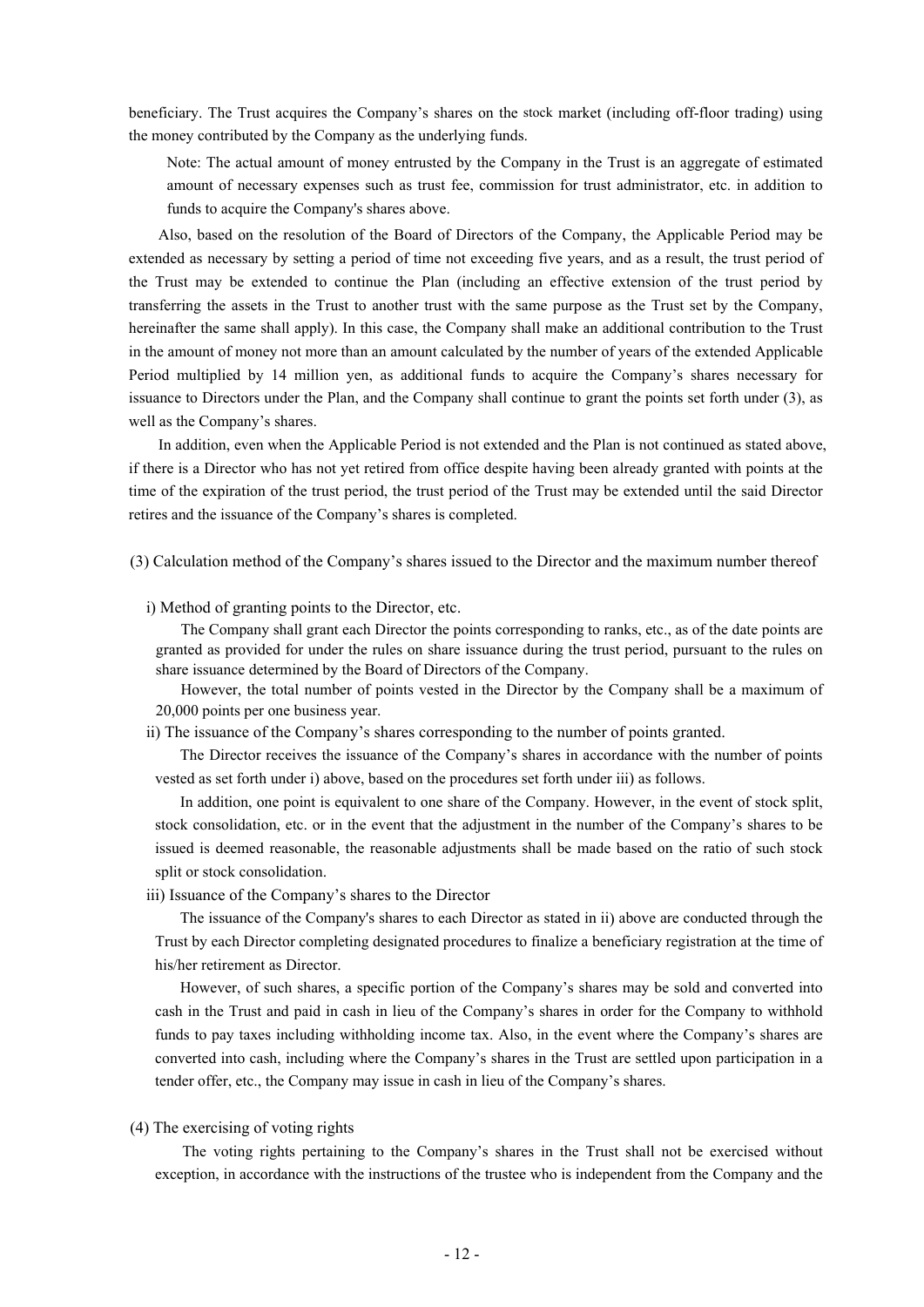beneficiary. The Trust acquires the Company's shares on the stock market (including off-floor trading) using the money contributed by the Company as the underlying funds.

Note: The actual amount of money entrusted by the Company in the Trust is an aggregate of estimated amount of necessary expenses such as trust fee, commission for trust administrator, etc. in addition to funds to acquire the Company's shares above.

Also, based on the resolution of the Board of Directors of the Company, the Applicable Period may be extended as necessary by setting a period of time not exceeding five years, and as a result, the trust period of the Trust may be extended to continue the Plan (including an effective extension of the trust period by transferring the assets in the Trust to another trust with the same purpose as the Trust set by the Company, hereinafter the same shall apply). In this case, the Company shall make an additional contribution to the Trust in the amount of money not more than an amount calculated by the number of years of the extended Applicable Period multiplied by 14 million yen, as additional funds to acquire the Company's shares necessary for issuance to Directors under the Plan, and the Company shall continue to grant the points set forth under (3), as well as the Company's shares.

In addition, even when the Applicable Period is not extended and the Plan is not continued as stated above, if there is a Director who has not yet retired from office despite having been already granted with points at the time of the expiration of the trust period, the trust period of the Trust may be extended until the said Director retires and the issuance of the Company's shares is completed.

(3) Calculation method of the Company's shares issued to the Director and the maximum number thereof

i) Method of granting points to the Director, etc.

The Company shall grant each Director the points corresponding to ranks, etc., as of the date points are granted as provided for under the rules on share issuance during the trust period, pursuant to the rules on share issuance determined by the Board of Directors of the Company.

However, the total number of points vested in the Director by the Company shall be a maximum of 20,000 points per one business year.

ii) The issuance of the Company's shares corresponding to the number of points granted.

The Director receives the issuance of the Company's shares in accordance with the number of points vested as set forth under i) above, based on the procedures set forth under iii) as follows.

In addition, one point is equivalent to one share of the Company. However, in the event of stock split, stock consolidation, etc. or in the event that the adjustment in the number of the Company's shares to be issued is deemed reasonable, the reasonable adjustments shall be made based on the ratio of such stock split or stock consolidation.

iii) Issuance of the Company's shares to the Director

The issuance of the Company's shares to each Director as stated in ii) above are conducted through the Trust by each Director completing designated procedures to finalize a beneficiary registration at the time of his/her retirement as Director.

However, of such shares, a specific portion of the Company's shares may be sold and converted into cash in the Trust and paid in cash in lieu of the Company's shares in order for the Company to withhold funds to pay taxes including withholding income tax. Also, in the event where the Company's shares are converted into cash, including where the Company's shares in the Trust are settled upon participation in a tender offer, etc., the Company may issue in cash in lieu of the Company's shares.

(4) The exercising of voting rights

The voting rights pertaining to the Company's shares in the Trust shall not be exercised without exception, in accordance with the instructions of the trustee who is independent from the Company and the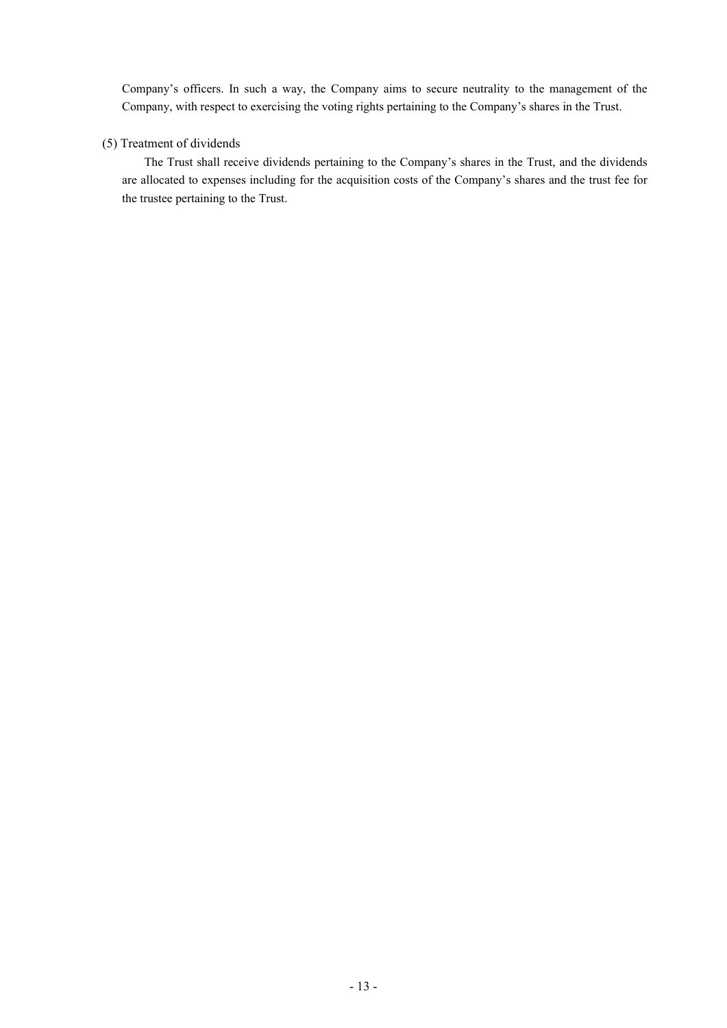Company's officers. In such a way, the Company aims to secure neutrality to the management of the Company, with respect to exercising the voting rights pertaining to the Company's shares in the Trust.

(5) Treatment of dividends

The Trust shall receive dividends pertaining to the Company's shares in the Trust, and the dividends are allocated to expenses including for the acquisition costs of the Company's shares and the trust fee for the trustee pertaining to the Trust.